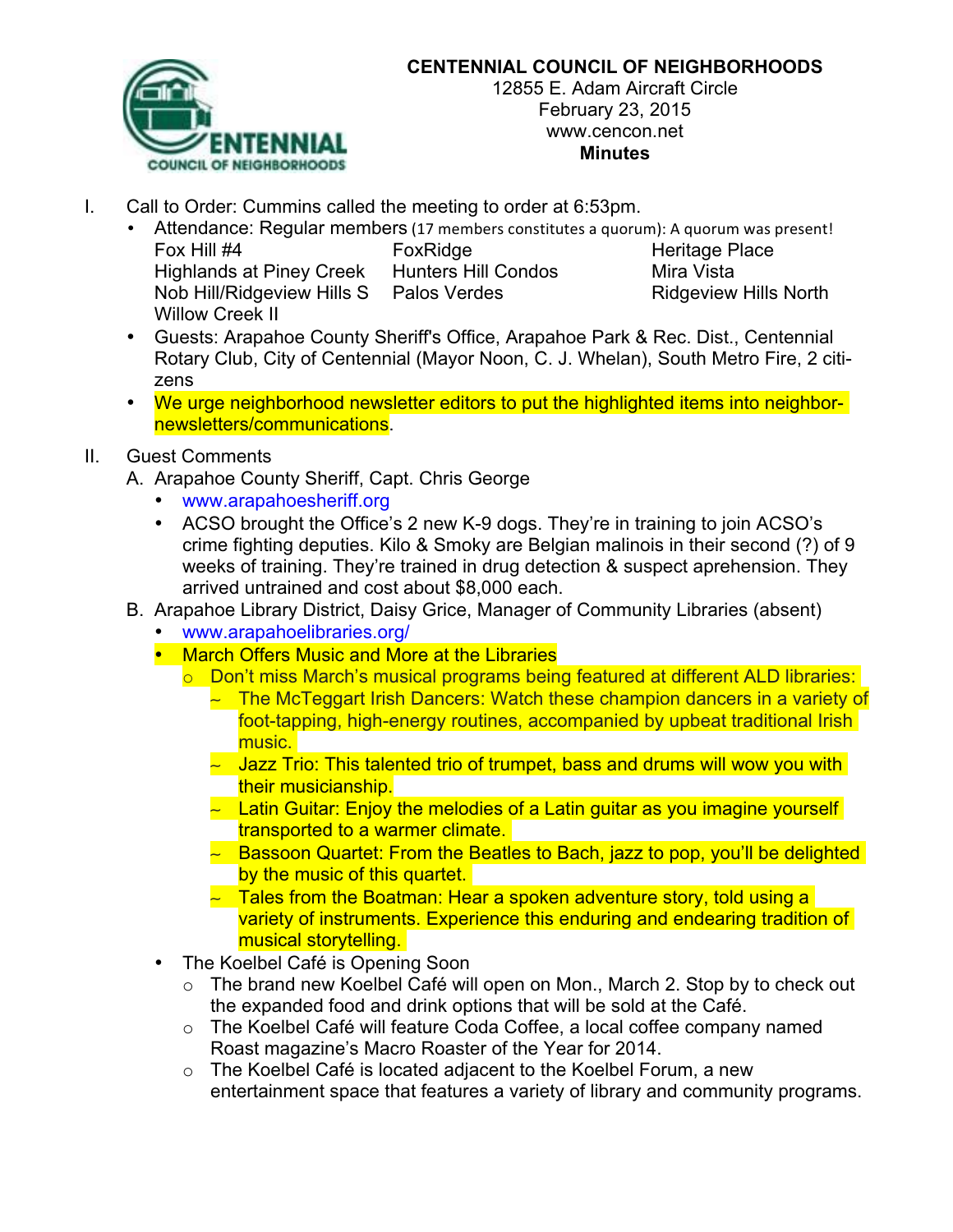# CENTENNIAL COUNCIL OF NEIGHBORHOODS

12855 E. Adam Aircraft Circle
February 23, 2015
www.cencon.net
**Minutes**

I. Call to Order: Cummins called the meeting to order at 6:53pm.

- Attendance: Regular members (17 members constitutes a quorum): A quorum was present!

| | | |
|---|---|---|
| Fox Hill #4 | FoxRidge | Heritage Place |
| Highlands at Piney Creek | Hunters Hill Condos | Mira Vista |
| Nob Hill/Ridgeview Hills S | Palos Verdes | Ridgeview Hills North |
| Willow Creek II | | |

- Guests: Arapahoe County Sheriff's Office, Arapahoe Park & Rec. Dist., Centennial Rotary Club, City of Centennial (Mayor Noon, C. J. Whelan), South Metro Fire, 2 citizens
- We urge neighborhood newsletter editors to put the highlighted items into neighbor-newsletters/communications.

II. Guest Comments

A. Arapahoe County Sheriff, Capt. Chris George

- www.arapahoesheriff.org
- ACSO brought the Office's 2 new K-9 dogs. They're in training to join ACSO's crime fighting deputies. Kilo & Smoky are Belgian malinois in their second (?) of 9 weeks of training. They're trained in drug detection & suspect aprehension. They arrived untrained and cost about $8,000 each.

B. Arapahoe Library District, Daisy Grice, Manager of Community Libraries (absent)

- www.arapahoelibraries.org/
- March Offers Music and More at the Libraries
  - Don't miss March's musical programs being featured at different ALD libraries:
    - ~ The McTeggart Irish Dancers: Watch these champion dancers in a variety of foot-tapping, high-energy routines, accompanied by upbeat traditional Irish music.
    - ~ Jazz Trio: This talented trio of trumpet, bass and drums will wow you with their musicianship.
    - ~ Latin Guitar: Enjoy the melodies of a Latin guitar as you imagine yourself transported to a warmer climate.
    - ~ Bassoon Quartet: From the Beatles to Bach, jazz to pop, you'll be delighted by the music of this quartet.
    - ~ Tales from the Boatman: Hear a spoken adventure story, told using a variety of instruments. Experience this enduring and endearing tradition of musical storytelling.
- The Koelbel Café is Opening Soon
  - The brand new Koelbel Café will open on Mon., March 2. Stop by to check out the expanded food and drink options that will be sold at the Café.
  - The Koelbel Café will feature Coda Coffee, a local coffee company named Roast magazine's Macro Roaster of the Year for 2014.
  - The Koelbel Café is located adjacent to the Koelbel Forum, a new entertainment space that features a variety of library and community programs.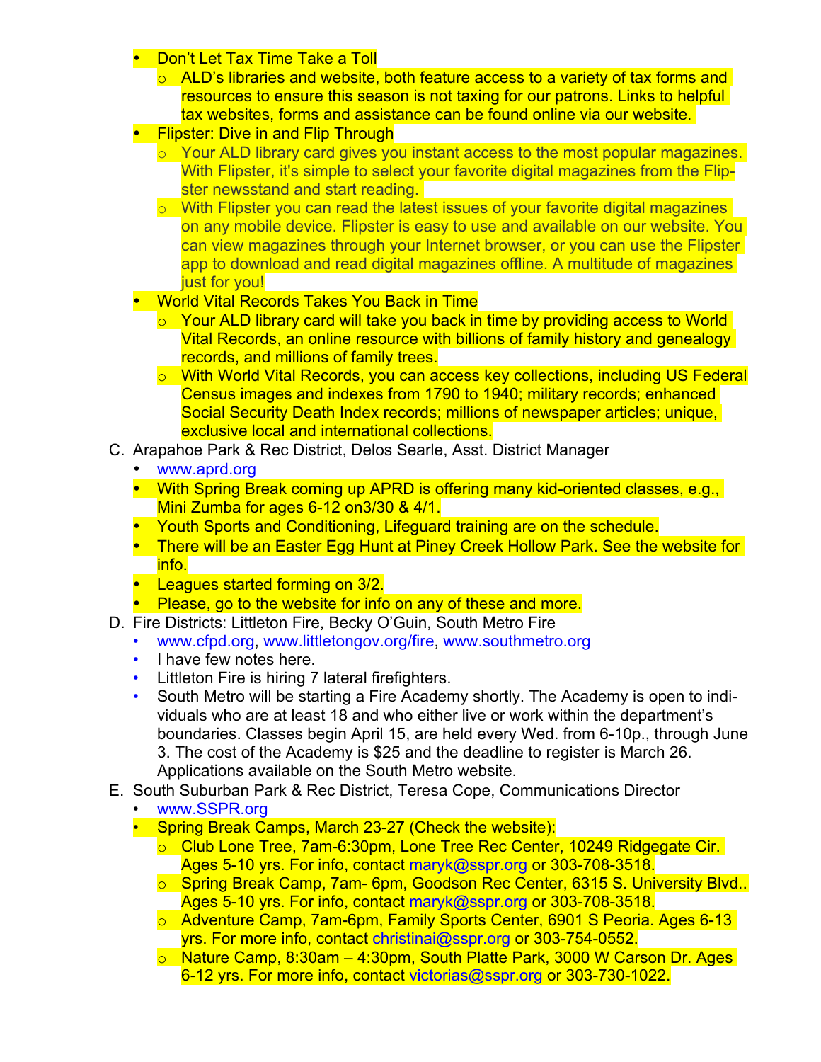- Don't Let Tax Time Take a Toll
    - ALD's libraries and website, both feature access to a variety of tax forms and resources to ensure this season is not taxing for our patrons. Links to helpful tax websites, forms and assistance can be found online via our website.
- Flipster: Dive in and Flip Through
    - Your ALD library card gives you instant access to the most popular magazines. With Flipster, it's simple to select your favorite digital magazines from the Flipster newsstand and start reading.
    - With Flipster you can read the latest issues of your favorite digital magazines on any mobile device. Flipster is easy to use and available on our website. You can view magazines through your Internet browser, or you can use the Flipster app to download and read digital magazines offline. A multitude of magazines just for you!
- World Vital Records Takes You Back in Time
    - Your ALD library card will take you back in time by providing access to World Vital Records, an online resource with billions of family history and genealogy records, and millions of family trees.
    - With World Vital Records, you can access key collections, including US Federal Census images and indexes from 1790 to 1940; military records; enhanced Social Security Death Index records; millions of newspaper articles; unique, exclusive local and international collections.

C. Arapahoe Park & Rec District, Delos Searle, Asst. District Manager
- www.aprd.org
- With Spring Break coming up APRD is offering many kid-oriented classes, e.g., Mini Zumba for ages 6-12 on3/30 & 4/1.
- Youth Sports and Conditioning, Lifeguard training are on the schedule.
- There will be an Easter Egg Hunt at Piney Creek Hollow Park. See the website for info.
- Leagues started forming on 3/2.
- Please, go to the website for info on any of these and more.

D. Fire Districts: Littleton Fire, Becky O'Guin, South Metro Fire
- www.cfpd.org, www.littletongov.org/fire, www.southmetro.org
- I have few notes here.
- Littleton Fire is hiring 7 lateral firefighters.
- South Metro will be starting a Fire Academy shortly. The Academy is open to individuals who are at least 18 and who either live or work within the department's boundaries. Classes begin April 15, are held every Wed. from 6-10p., through June 3. The cost of the Academy is $25 and the deadline to register is March 26. Applications available on the South Metro website.

E. South Suburban Park & Rec District, Teresa Cope, Communications Director
- www.SSPR.org
- Spring Break Camps, March 23-27 (Check the website):
    - Club Lone Tree, 7am-6:30pm, Lone Tree Rec Center, 10249 Ridgegate Cir. Ages 5-10 yrs. For info, contact maryk@sspr.org or 303-708-3518.
    - Spring Break Camp, 7am- 6pm, Goodson Rec Center, 6315 S. University Blvd.. Ages 5-10 yrs. For info, contact maryk@sspr.org or 303-708-3518.
    - Adventure Camp, 7am-6pm, Family Sports Center, 6901 S Peoria. Ages 6-13 yrs. For more info, contact christinai@sspr.org or 303-754-0552.
    - Nature Camp, 8:30am – 4:30pm, South Platte Park, 3000 W Carson Dr. Ages 6-12 yrs. For more info, contact victorias@sspr.org or 303-730-1022.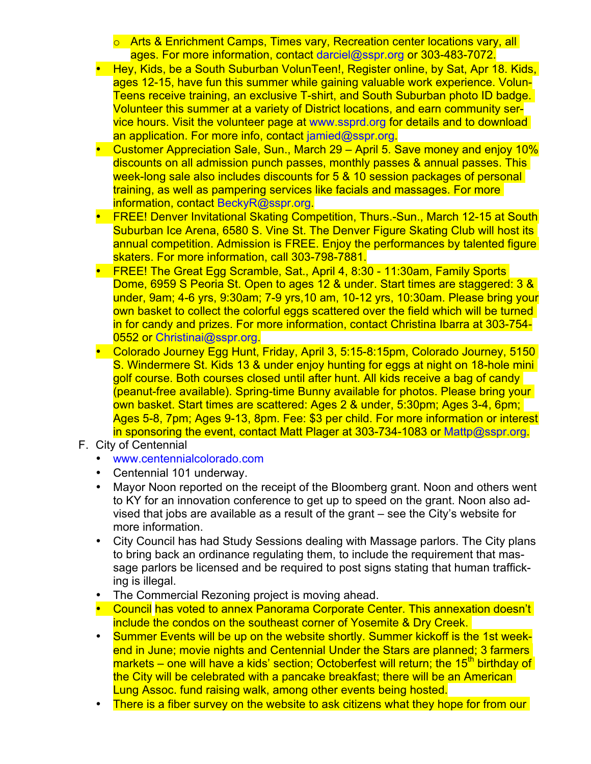- Arts & Enrichment Camps, Times vary, Recreation center locations vary, all ages. For more information, contact darciel@sspr.org or 303-483-7072.

- Hey, Kids, be a South Suburban VolunTeen!, Register online, by Sat, Apr 18. Kids, ages 12-15, have fun this summer while gaining valuable work experience. VolunTeens receive training, an exclusive T-shirt, and South Suburban photo ID badge. Volunteer this summer at a variety of District locations, and earn community service hours. Visit the volunteer page at www.ssprd.org for details and to download an application. For more info, contact jamied@sspr.org.
- Customer Appreciation Sale, Sun., March 29 – April 5. Save money and enjoy 10% discounts on all admission punch passes, monthly passes & annual passes. This week-long sale also includes discounts for 5 & 10 session packages of personal training, as well as pampering services like facials and massages. For more information, contact BeckyR@sspr.org.
- FREE! Denver Invitational Skating Competition, Thurs.-Sun., March 12-15 at South Suburban Ice Arena, 6580 S. Vine St. The Denver Figure Skating Club will host its annual competition. Admission is FREE. Enjoy the performances by talented figure skaters. For more information, call 303-798-7881.
- FREE! The Great Egg Scramble, Sat., April 4, 8:30 - 11:30am, Family Sports Dome, 6959 S Peoria St. Open to ages 12 & under. Start times are staggered: 3 & under, 9am; 4-6 yrs, 9:30am; 7-9 yrs,10 am, 10-12 yrs, 10:30am. Please bring your own basket to collect the colorful eggs scattered over the field which will be turned in for candy and prizes. For more information, contact Christina Ibarra at 303-754-0552 or Christinai@sspr.org.
- Colorado Journey Egg Hunt, Friday, April 3, 5:15-8:15pm, Colorado Journey, 5150 S. Windermere St. Kids 13 & under enjoy hunting for eggs at night on 18-hole mini golf course. Both courses closed until after hunt. All kids receive a bag of candy (peanut-free available). Spring-time Bunny available for photos. Please bring your own basket. Start times are scattered: Ages 2 & under, 5:30pm; Ages 3-4, 6pm; Ages 5-8, 7pm; Ages 9-13, 8pm. Fee: $3 per child. For more information or interest in sponsoring the event, contact Matt Plager at 303-734-1083 or Mattp@sspr.org.

F. City of Centennial
- www.centennialcolorado.com
- Centennial 101 underway.
- Mayor Noon reported on the receipt of the Bloomberg grant. Noon and others went to KY for an innovation conference to get up to speed on the grant. Noon also advised that jobs are available as a result of the grant – see the City's website for more information.
- City Council has had Study Sessions dealing with Massage parlors. The City plans to bring back an ordinance regulating them, to include the requirement that massage parlors be licensed and be required to post signs stating that human trafficking is illegal.
- The Commercial Rezoning project is moving ahead.
- Council has voted to annex Panorama Corporate Center. This annexation doesn't include the condos on the southeast corner of Yosemite & Dry Creek.
- Summer Events will be up on the website shortly. Summer kickoff is the 1st weekend in June; movie nights and Centennial Under the Stars are planned; 3 farmers markets – one will have a kids' section; Octoberfest will return; the 15th birthday of the City will be celebrated with a pancake breakfast; there will be an American Lung Assoc. fund raising walk, among other events being hosted.
- There is a fiber survey on the website to ask citizens what they hope for from our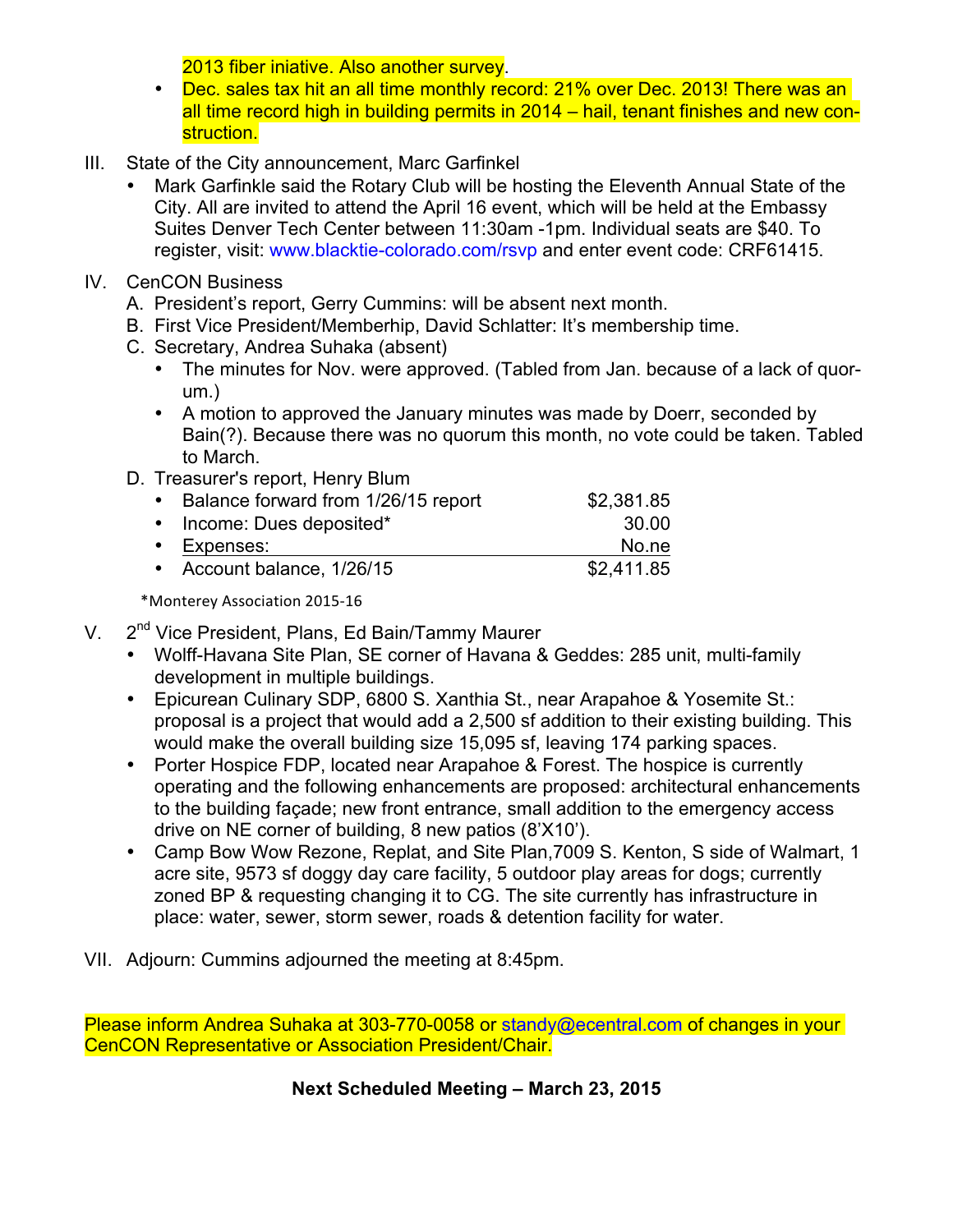2013 fiber iniative. Also another survey.

- Dec. sales tax hit an all time monthly record: 21% over Dec. 2013! There was an all time record high in building permits in 2014 – hail, tenant finishes and new construction.

III. State of the City announcement, Marc Garfinkel

- Mark Garfinkle said the Rotary Club will be hosting the Eleventh Annual State of the City. All are invited to attend the April 16 event, which will be held at the Embassy Suites Denver Tech Center between 11:30am -1pm. Individual seats are $40. To register, visit: www.blacktie-colorado.com/rsvp and enter event code: CRF61415.

IV. CenCON Business

A. President's report, Gerry Cummins: will be absent next month.

B. First Vice President/Memberhip, David Schlatter: It's membership time.

C. Secretary, Andrea Suhaka (absent)

- The minutes for Nov. were approved. (Tabled from Jan. because of a lack of quorum.)
- A motion to approved the January minutes was made by Doerr, seconded by Bain(?). Because there was no quorum this month, no vote could be taken. Tabled to March.

D. Treasurer's report, Henry Blum

| | |
|---|---|
| • Balance forward from 1/26/15 report | $2,381.85 |
| • Income: Dues deposited* | 30.00 |
| • Expenses: | No.ne |
| • Account balance, 1/26/15 | $2,411.85 |

*Monterey Association 2015-16

V. 2nd Vice President, Plans, Ed Bain/Tammy Maurer

- Wolff-Havana Site Plan, SE corner of Havana & Geddes: 285 unit, multi-family development in multiple buildings.
- Epicurean Culinary SDP, 6800 S. Xanthia St., near Arapahoe & Yosemite St.: proposal is a project that would add a 2,500 sf addition to their existing building. This would make the overall building size 15,095 sf, leaving 174 parking spaces.
- Porter Hospice FDP, located near Arapahoe & Forest. The hospice is currently operating and the following enhancements are proposed: architectural enhancements to the building façade; new front entrance, small addition to the emergency access drive on NE corner of building, 8 new patios (8'X10').
- Camp Bow Wow Rezone, Replat, and Site Plan,7009 S. Kenton, S side of Walmart, 1 acre site, 9573 sf doggy day care facility, 5 outdoor play areas for dogs; currently zoned BP & requesting changing it to CG. The site currently has infrastructure in place: water, sewer, storm sewer, roads & detention facility for water.

VII. Adjourn: Cummins adjourned the meeting at 8:45pm.

Please inform Andrea Suhaka at 303-770-0058 or standy@ecentral.com of changes in your CenCON Representative or Association President/Chair.

**Next Scheduled Meeting – March 23, 2015**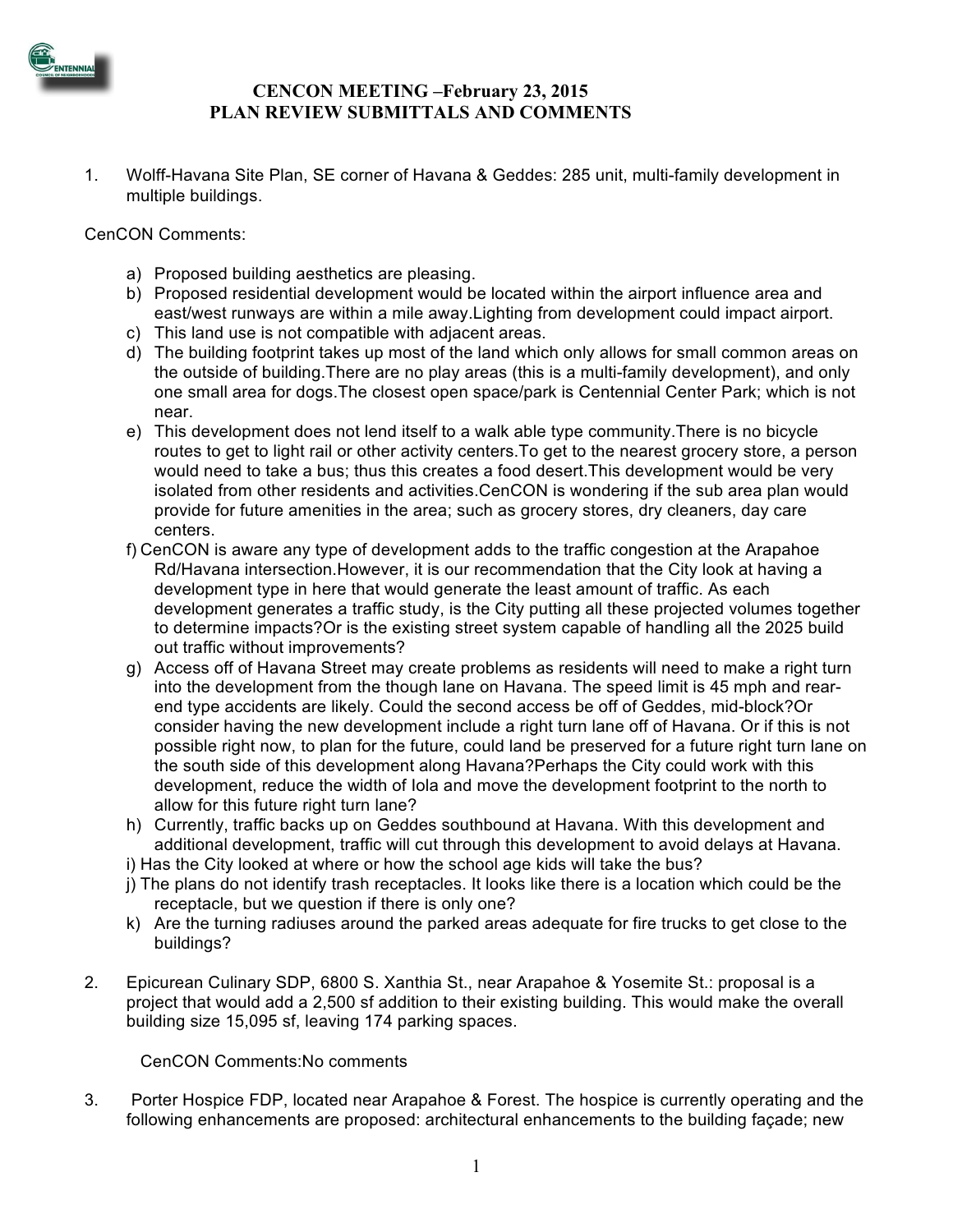# CENCON MEETING –February 23, 2015
## PLAN REVIEW SUBMITTALS AND COMMENTS

1. Wolff-Havana Site Plan, SE corner of Havana & Geddes: 285 unit, multi-family development in multiple buildings.

CenCON Comments:

a) Proposed building aesthetics are pleasing.
b) Proposed residential development would be located within the airport influence area and east/west runways are within a mile away.Lighting from development could impact airport.
c) This land use is not compatible with adjacent areas.
d) The building footprint takes up most of the land which only allows for small common areas on the outside of building.There are no play areas (this is a multi-family development), and only one small area for dogs.The closest open space/park is Centennial Center Park; which is not near.
e) This development does not lend itself to a walk able type community.There is no bicycle routes to get to light rail or other activity centers.To get to the nearest grocery store, a person would need to take a bus; thus this creates a food desert.This development would be very isolated from other residents and activities.CenCON is wondering if the sub area plan would provide for future amenities in the area; such as grocery stores, dry cleaners, day care centers.
f) CenCON is aware any type of development adds to the traffic congestion at the Arapahoe Rd/Havana intersection.However, it is our recommendation that the City look at having a development type in here that would generate the least amount of traffic. As each development generates a traffic study, is the City putting all these projected volumes together to determine impacts?Or is the existing street system capable of handling all the 2025 build out traffic without improvements?
g) Access off of Havana Street may create problems as residents will need to make a right turn into the development from the though lane on Havana. The speed limit is 45 mph and rear-end type accidents are likely. Could the second access be off of Geddes, mid-block?Or consider having the new development include a right turn lane off of Havana. Or if this is not possible right now, to plan for the future, could land be preserved for a future right turn lane on the south side of this development along Havana?Perhaps the City could work with this development, reduce the width of Iola and move the development footprint to the north to allow for this future right turn lane?
h) Currently, traffic backs up on Geddes southbound at Havana. With this development and additional development, traffic will cut through this development to avoid delays at Havana.
i) Has the City looked at where or how the school age kids will take the bus?
j) The plans do not identify trash receptacles. It looks like there is a location which could be the receptacle, but we question if there is only one?
k) Are the turning radiuses around the parked areas adequate for fire trucks to get close to the buildings?

2. Epicurean Culinary SDP, 6800 S. Xanthia St., near Arapahoe & Yosemite St.: proposal is a project that would add a 2,500 sf addition to their existing building. This would make the overall building size 15,095 sf, leaving 174 parking spaces.

   CenCON Comments:No comments

3. Porter Hospice FDP, located near Arapahoe & Forest. The hospice is currently operating and the following enhancements are proposed: architectural enhancements to the building façade; new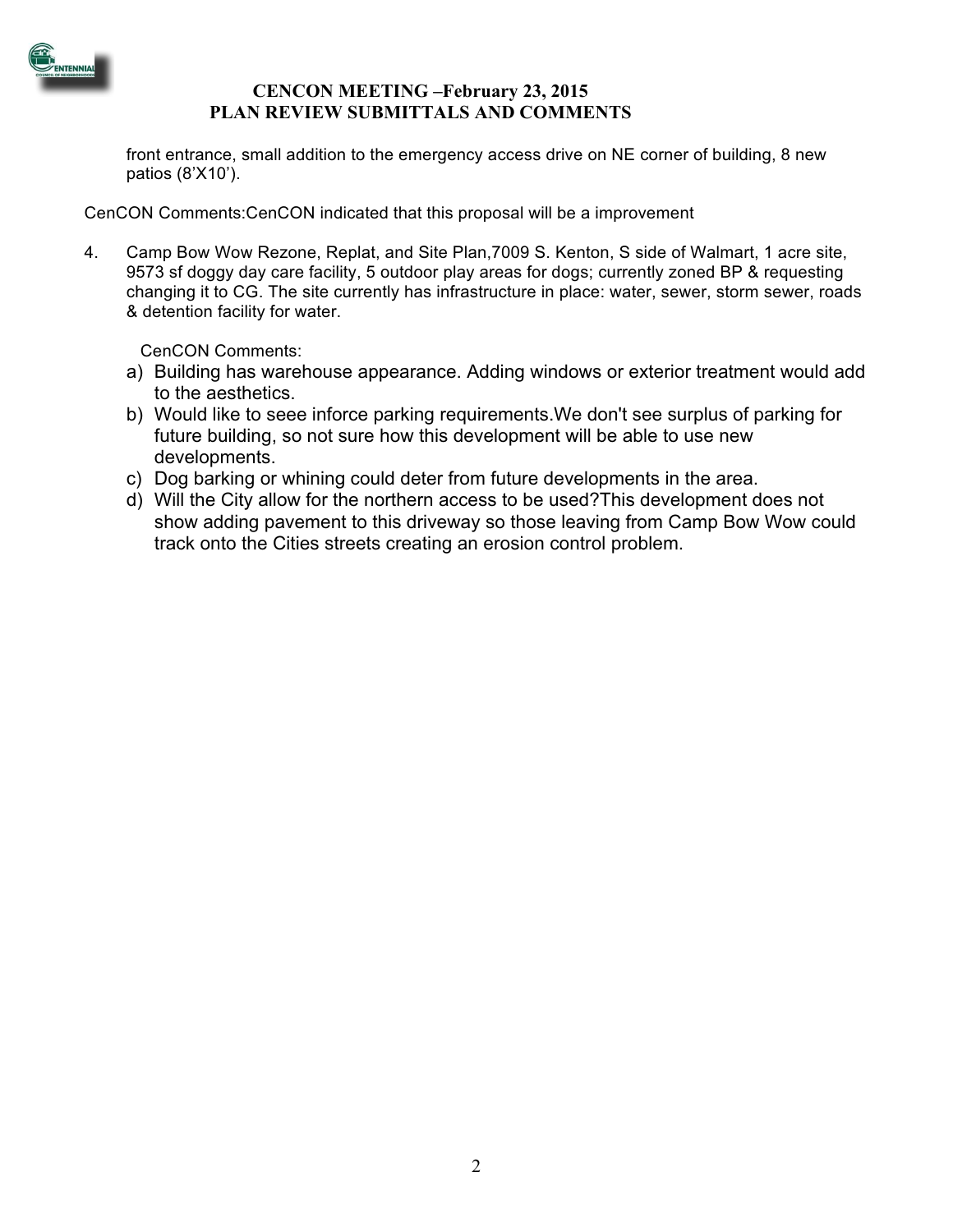front entrance, small addition to the emergency access drive on NE corner of building, 8 new patios (8’X10’).

CenCON Comments:CenCON indicated that this proposal will be a improvement

4. Camp Bow Wow Rezone, Replat, and Site Plan,7009 S. Kenton, S side of Walmart, 1 acre site, 9573 sf doggy day care facility, 5 outdoor play areas for dogs; currently zoned BP & requesting changing it to CG. The site currently has infrastructure in place: water, sewer, storm sewer, roads & detention facility for water.

   CenCON Comments:

   a) Building has warehouse appearance. Adding windows or exterior treatment would add to the aesthetics.
   b) Would like to seee inforce parking requirements.We don't see surplus of parking for future building, so not sure how this development will be able to use new developments.
   c) Dog barking or whining could deter from future developments in the area.
   d) Will the City allow for the northern access to be used?This development does not show adding pavement to this driveway so those leaving from Camp Bow Wow could track onto the Cities streets creating an erosion control problem.